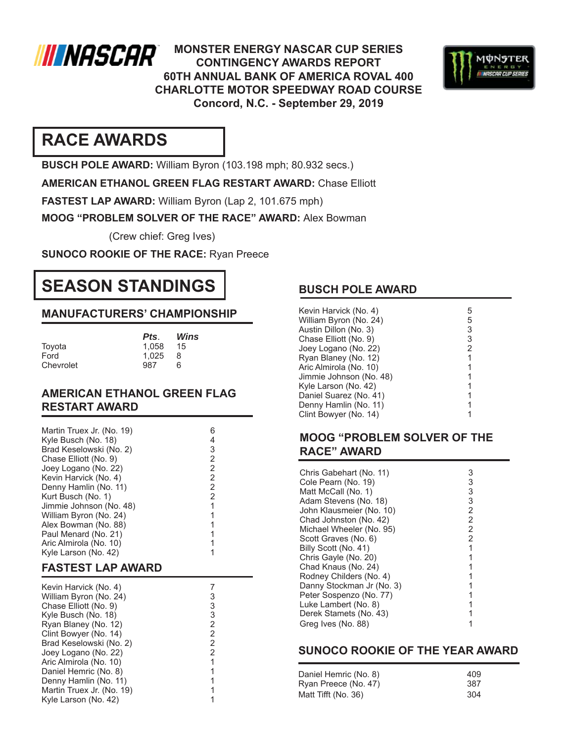# MONSTER ENERGY NASCAR CUP SERIES
# CONTINGENCY AWARDS REPORT
# 60TH ANNUAL BANK OF AMERICA ROVAL 400
# CHARLOTTE MOTOR SPEEDWAY ROAD COURSE
# Concord, N.C. - September 29, 2019

## RACE AWARDS

**BUSCH POLE AWARD:** William Byron (103.198 mph; 80.932 secs.)

**AMERICAN ETHANOL GREEN FLAG RESTART AWARD:** Chase Elliott

**FASTEST LAP AWARD:** William Byron (Lap 2, 101.675 mph)

**MOOG "PROBLEM SOLVER OF THE RACE" AWARD:** Alex Bowman

(Crew chief: Greg Ives)

**SUNOCO ROOKIE OF THE RACE:** Ryan Preece

## SEASON STANDINGS

### MANUFACTURERS' CHAMPIONSHIP

| | *Pts.* | *Wins* |
|---|---|---|
| Toyota | 1,058 | 15 |
| Ford | 1,025 | 8 |
| Chevrolet | 987 | 6 |

### AMERICAN ETHANOL GREEN FLAG RESTART AWARD

| | |
|---|---|
| Martin Truex Jr. (No. 19) | 6 |
| Kyle Busch (No. 18) | 4 |
| Brad Keselowski (No. 2) | 3 |
| Chase Elliott (No. 9) | 2 |
| Joey Logano (No. 22) | 2 |
| Kevin Harvick (No. 4) | 2 |
| Denny Hamlin (No. 11) | 2 |
| Kurt Busch (No. 1) | 2 |
| Jimmie Johnson (No. 48) | 1 |
| William Byron (No. 24) | 1 |
| Alex Bowman (No. 88) | 1 |
| Paul Menard (No. 21) | 1 |
| Aric Almirola (No. 10) | 1 |
| Kyle Larson (No. 42) | 1 |

### FASTEST LAP AWARD

| | |
|---|---|
| Kevin Harvick (No. 4) | 7 |
| William Byron (No. 24) | 3 |
| Chase Elliott (No. 9) | 3 |
| Kyle Busch (No. 18) | 3 |
| Ryan Blaney (No. 12) | 2 |
| Clint Bowyer (No. 14) | 2 |
| Brad Keselowski (No. 2) | 2 |
| Joey Logano (No. 22) | 2 |
| Aric Almirola (No. 10) | 1 |
| Daniel Hemric (No. 8) | 1 |
| Denny Hamlin (No. 11) | 1 |
| Martin Truex Jr. (No. 19) | 1 |
| Kyle Larson (No. 42) | 1 |

### BUSCH POLE AWARD

| | |
|---|---|
| Kevin Harvick (No. 4) | 5 |
| William Byron (No. 24) | 5 |
| Austin Dillon (No. 3) | 3 |
| Chase Elliott (No. 9) | 3 |
| Joey Logano (No. 22) | 2 |
| Ryan Blaney (No. 12) | 1 |
| Aric Almirola (No. 10) | 1 |
| Jimmie Johnson (No. 48) | 1 |
| Kyle Larson (No. 42) | 1 |
| Daniel Suarez (No. 41) | 1 |
| Denny Hamlin (No. 11) | 1 |
| Clint Bowyer (No. 14) | 1 |

### MOOG "PROBLEM SOLVER OF THE RACE" AWARD

| | |
|---|---|
| Chris Gabehart (No. 11) | 3 |
| Cole Pearn (No. 19) | 3 |
| Matt McCall (No. 1) | 3 |
| Adam Stevens (No. 18) | 3 |
| John Klausmeier (No. 10) | 2 |
| Chad Johnston (No. 42) | 2 |
| Michael Wheeler (No. 95) | 2 |
| Scott Graves (No. 6) | 2 |
| Billy Scott (No. 41) | 1 |
| Chris Gayle (No. 20) | 1 |
| Chad Knaus (No. 24) | 1 |
| Rodney Childers (No. 4) | 1 |
| Danny Stockman Jr (No. 3) | 1 |
| Peter Sospenzo (No. 77) | 1 |
| Luke Lambert (No. 8) | 1 |
| Derek Stamets (No. 43) | 1 |
| Greg Ives (No. 88) | 1 |

### SUNOCO ROOKIE OF THE YEAR AWARD

| | |
|---|---|
| Daniel Hemric (No. 8) | 409 |
| Ryan Preece (No. 47) | 387 |
| Matt Tifft (No. 36) | 304 |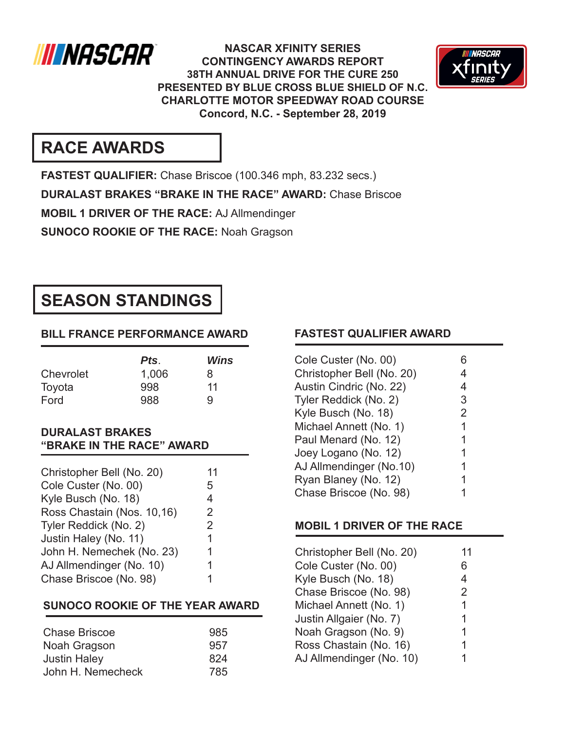**NASCAR XFINITY SERIES**
**CONTINGENCY AWARDS REPORT**
**38TH ANNUAL DRIVE FOR THE CURE 250**
**PRESENTED BY BLUE CROSS BLUE SHIELD OF N.C.**
**CHARLOTTE MOTOR SPEEDWAY ROAD COURSE**
**Concord, N.C. - September 28, 2019**

# RACE AWARDS

**FASTEST QUALIFIER:** Chase Briscoe (100.346 mph, 83.232 secs.)

**DURALAST BRAKES "BRAKE IN THE RACE" AWARD:** Chase Briscoe

**MOBIL 1 DRIVER OF THE RACE:** AJ Allmendinger

**SUNOCO ROOKIE OF THE RACE:** Noah Gragson

# SEASON STANDINGS

## BILL FRANCE PERFORMANCE AWARD

| | *Pts.* | *Wins* |
|---|---|---|
| Chevrolet | 1,006 | 8 |
| Toyota | 998 | 11 |
| Ford | 988 | 9 |

## DURALAST BRAKES "BRAKE IN THE RACE" AWARD

| | |
|---|---|
| Christopher Bell (No. 20) | 11 |
| Cole Custer (No. 00) | 5 |
| Kyle Busch (No. 18) | 4 |
| Ross Chastain (Nos. 10,16) | 2 |
| Tyler Reddick (No. 2) | 2 |
| Justin Haley (No. 11) | 1 |
| John H. Nemechek (No. 23) | 1 |
| AJ Allmendinger (No. 10) | 1 |
| Chase Briscoe (No. 98) | 1 |

## SUNOCO ROOKIE OF THE YEAR AWARD

| | |
|---|---|
| Chase Briscoe | 985 |
| Noah Gragson | 957 |
| Justin Haley | 824 |
| John H. Nemecheck | 785 |

## FASTEST QUALIFIER AWARD

| | |
|---|---|
| Cole Custer (No. 00) | 6 |
| Christopher Bell (No. 20) | 4 |
| Austin Cindric (No. 22) | 4 |
| Tyler Reddick (No. 2) | 3 |
| Kyle Busch (No. 18) | 2 |
| Michael Annett (No. 1) | 1 |
| Paul Menard (No. 12) | 1 |
| Joey Logano (No. 12) | 1 |
| AJ Allmendinger (No.10) | 1 |
| Ryan Blaney (No. 12) | 1 |
| Chase Briscoe (No. 98) | 1 |

## MOBIL 1 DRIVER OF THE RACE

| | |
|---|---|
| Christopher Bell (No. 20) | 11 |
| Cole Custer (No. 00) | 6 |
| Kyle Busch (No. 18) | 4 |
| Chase Briscoe (No. 98) | 2 |
| Michael Annett (No. 1) | 1 |
| Justin Allgaier (No. 7) | 1 |
| Noah Gragson (No. 9) | 1 |
| Ross Chastain (No. 16) | 1 |
| AJ Allmendinger (No. 10) | 1 |